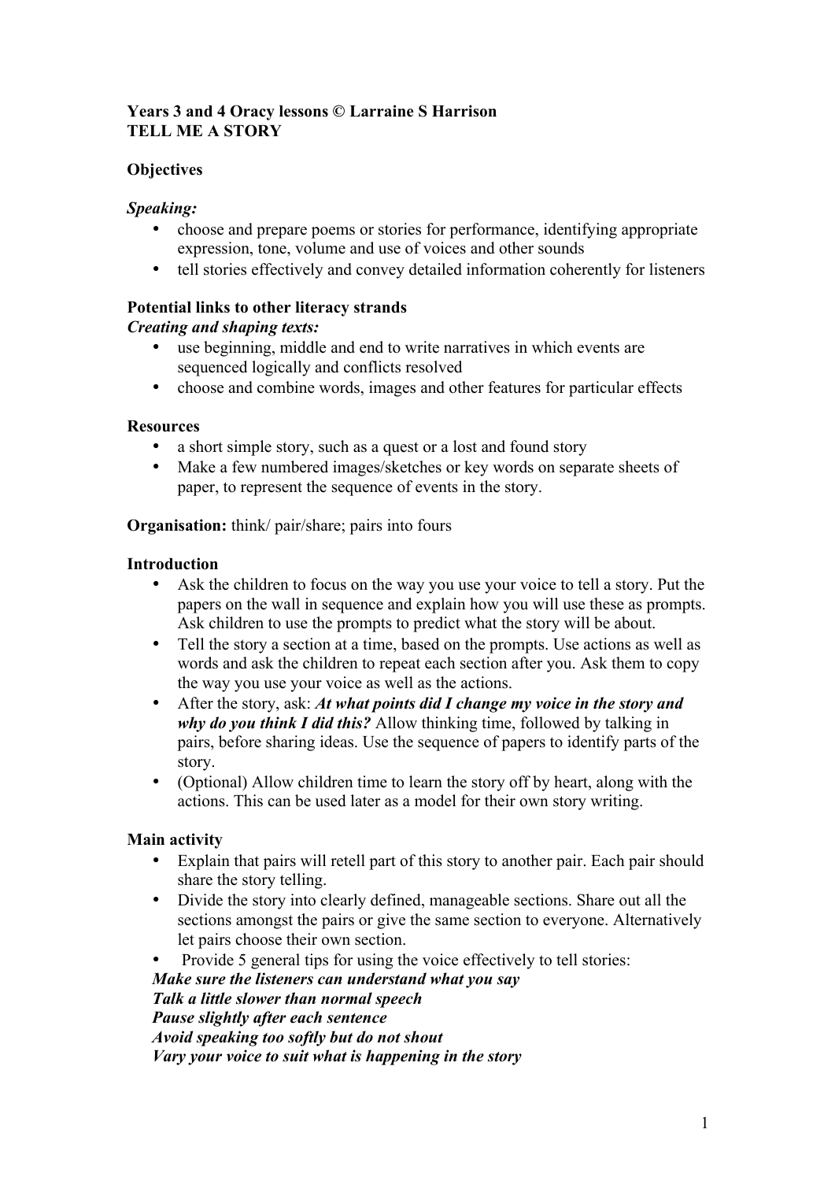**Years 3 and 4 Oracy lessons © Larraine S Harrison**
**TELL ME A STORY**

**Objectives**

***Speaking:***

- choose and prepare poems or stories for performance, identifying appropriate expression, tone, volume and use of voices and other sounds
- tell stories effectively and convey detailed information coherently for listeners

**Potential links to other literacy strands**
***Creating and shaping texts:***

- use beginning, middle and end to write narratives in which events are sequenced logically and conflicts resolved
- choose and combine words, images and other features for particular effects

**Resources**

- a short simple story, such as a quest or a lost and found story
- Make a few numbered images/sketches or key words on separate sheets of paper, to represent the sequence of events in the story.

**Organisation:** think/ pair/share; pairs into fours

**Introduction**

- Ask the children to focus on the way you use your voice to tell a story. Put the papers on the wall in sequence and explain how you will use these as prompts. Ask children to use the prompts to predict what the story will be about.
- Tell the story a section at a time, based on the prompts. Use actions as well as words and ask the children to repeat each section after you. Ask them to copy the way you use your voice as well as the actions.
- After the story, ask: ***At what points did I change my voice in the story and why do you think I did this?*** Allow thinking time, followed by talking in pairs, before sharing ideas. Use the sequence of papers to identify parts of the story.
- (Optional) Allow children time to learn the story off by heart, along with the actions. This can be used later as a model for their own story writing.

**Main activity**

- Explain that pairs will retell part of this story to another pair. Each pair should share the story telling.
- Divide the story into clearly defined, manageable sections. Share out all the sections amongst the pairs or give the same section to everyone. Alternatively let pairs choose their own section.
- Provide 5 general tips for using the voice effectively to tell stories:

***Make sure the listeners can understand what you say***
***Talk a little slower than normal speech***
***Pause slightly after each sentence***
***Avoid speaking too softly but do not shout***
***Vary your voice to suit what is happening in the story***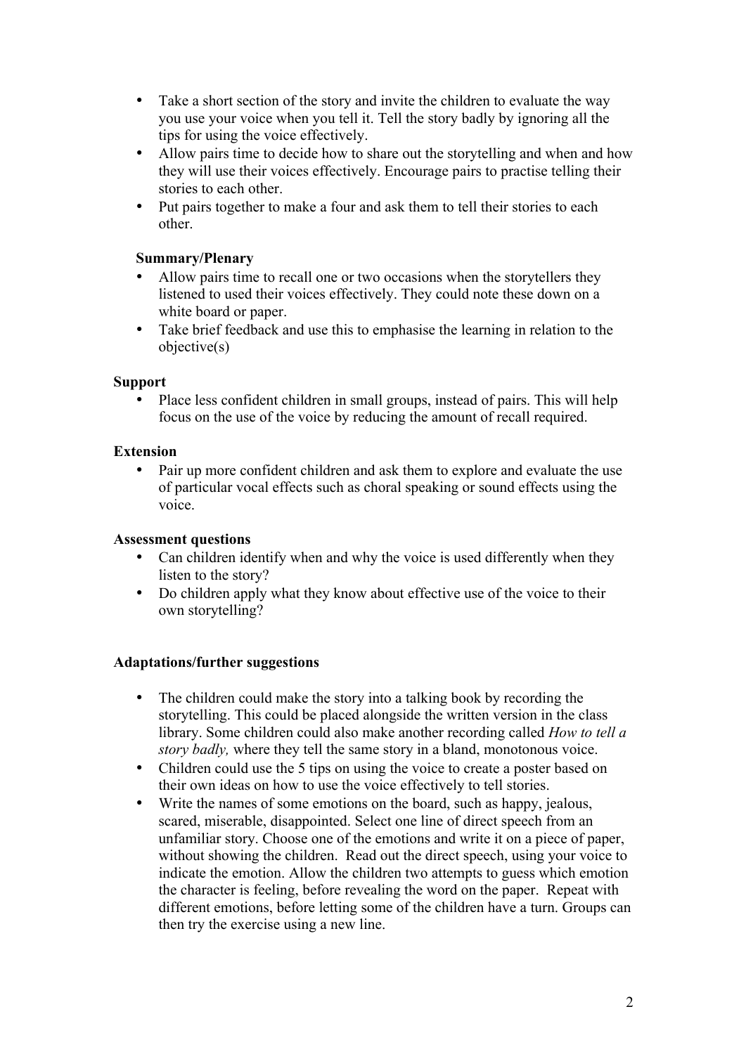- Take a short section of the story and invite the children to evaluate the way you use your voice when you tell it. Tell the story badly by ignoring all the tips for using the voice effectively.
- Allow pairs time to decide how to share out the storytelling and when and how they will use their voices effectively. Encourage pairs to practise telling their stories to each other.
- Put pairs together to make a four and ask them to tell their stories to each other.

**Summary/Plenary**

- Allow pairs time to recall one or two occasions when the storytellers they listened to used their voices effectively. They could note these down on a white board or paper.
- Take brief feedback and use this to emphasise the learning in relation to the objective(s)

**Support**

- Place less confident children in small groups, instead of pairs. This will help focus on the use of the voice by reducing the amount of recall required.

**Extension**

- Pair up more confident children and ask them to explore and evaluate the use of particular vocal effects such as choral speaking or sound effects using the voice.

**Assessment questions**

- Can children identify when and why the voice is used differently when they listen to the story?
- Do children apply what they know about effective use of the voice to their own storytelling?

**Adaptations/further suggestions**

- The children could make the story into a talking book by recording the storytelling. This could be placed alongside the written version in the class library. Some children could also make another recording called *How to tell a story badly,* where they tell the same story in a bland, monotonous voice.
- Children could use the 5 tips on using the voice to create a poster based on their own ideas on how to use the voice effectively to tell stories.
- Write the names of some emotions on the board, such as happy, jealous, scared, miserable, disappointed. Select one line of direct speech from an unfamiliar story. Choose one of the emotions and write it on a piece of paper, without showing the children. Read out the direct speech, using your voice to indicate the emotion. Allow the children two attempts to guess which emotion the character is feeling, before revealing the word on the paper. Repeat with different emotions, before letting some of the children have a turn. Groups can then try the exercise using a new line.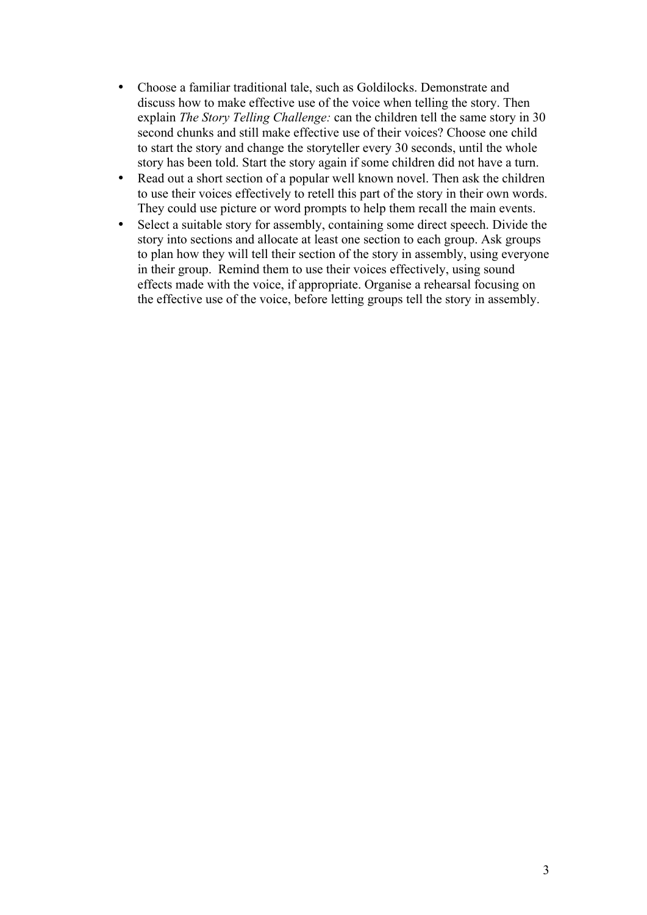- Choose a familiar traditional tale, such as Goldilocks. Demonstrate and discuss how to make effective use of the voice when telling the story. Then explain *The Story Telling Challenge:* can the children tell the same story in 30 second chunks and still make effective use of their voices? Choose one child to start the story and change the storyteller every 30 seconds, until the whole story has been told. Start the story again if some children did not have a turn.
- Read out a short section of a popular well known novel. Then ask the children to use their voices effectively to retell this part of the story in their own words. They could use picture or word prompts to help them recall the main events.
- Select a suitable story for assembly, containing some direct speech. Divide the story into sections and allocate at least one section to each group. Ask groups to plan how they will tell their section of the story in assembly, using everyone in their group. Remind them to use their voices effectively, using sound effects made with the voice, if appropriate. Organise a rehearsal focusing on the effective use of the voice, before letting groups tell the story in assembly.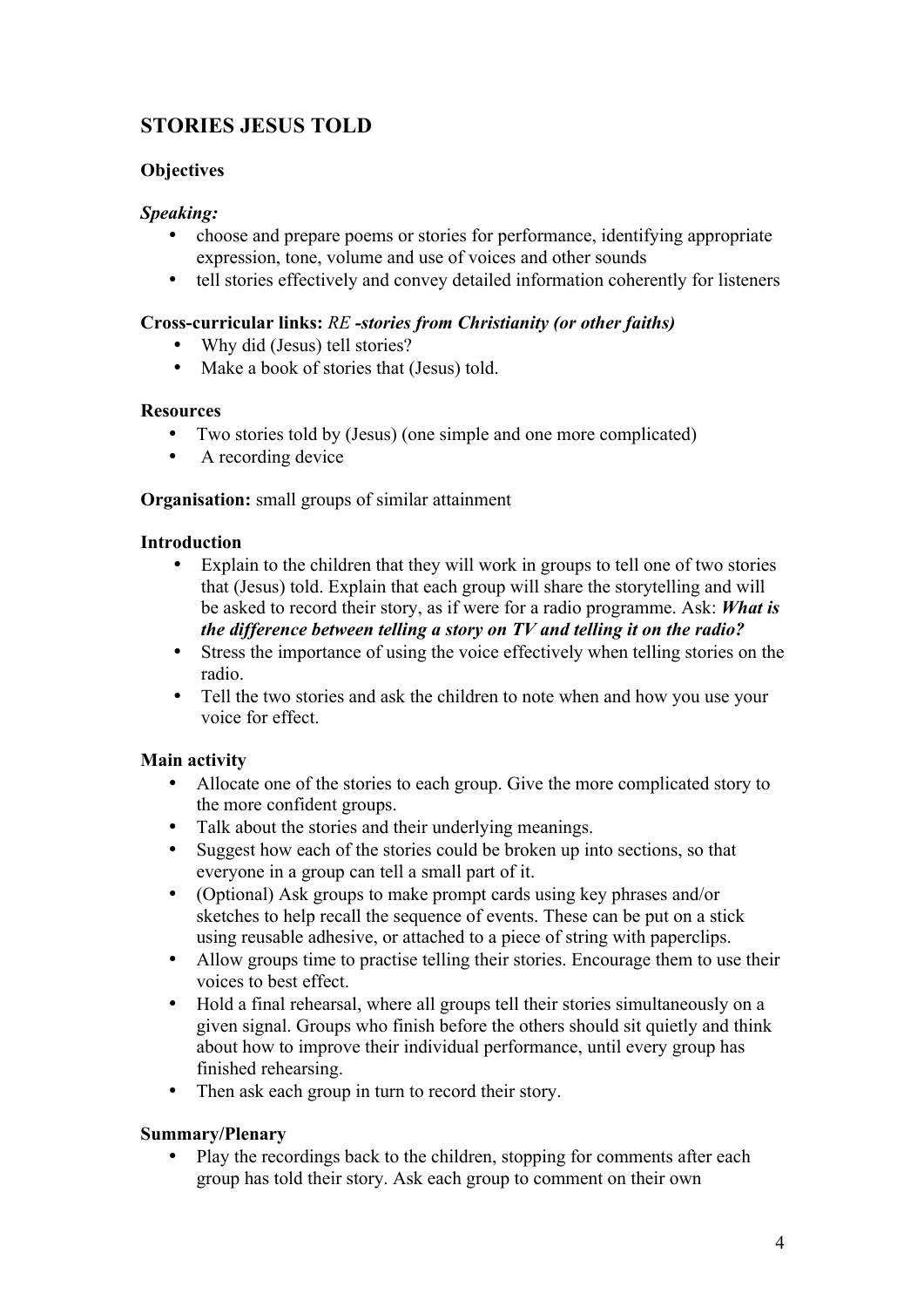## STORIES JESUS TOLD

**Objectives**

***Speaking:***

- choose and prepare poems or stories for performance, identifying appropriate expression, tone, volume and use of voices and other sounds
- tell stories effectively and convey detailed information coherently for listeners

**Cross-curricular links:** *RE* ***-stories from Christianity (or other faiths)***

- Why did (Jesus) tell stories?
- Make a book of stories that (Jesus) told.

**Resources**

- Two stories told by (Jesus) (one simple and one more complicated)
- A recording device

**Organisation:** small groups of similar attainment

**Introduction**

- Explain to the children that they will work in groups to tell one of two stories that (Jesus) told. Explain that each group will share the storytelling and will be asked to record their story, as if were for a radio programme. Ask: ***What is the difference between telling a story on TV and telling it on the radio?***
- Stress the importance of using the voice effectively when telling stories on the radio.
- Tell the two stories and ask the children to note when and how you use your voice for effect.

**Main activity**

- Allocate one of the stories to each group. Give the more complicated story to the more confident groups.
- Talk about the stories and their underlying meanings.
- Suggest how each of the stories could be broken up into sections, so that everyone in a group can tell a small part of it.
- (Optional) Ask groups to make prompt cards using key phrases and/or sketches to help recall the sequence of events. These can be put on a stick using reusable adhesive, or attached to a piece of string with paperclips.
- Allow groups time to practise telling their stories. Encourage them to use their voices to best effect.
- Hold a final rehearsal, where all groups tell their stories simultaneously on a given signal. Groups who finish before the others should sit quietly and think about how to improve their individual performance, until every group has finished rehearsing.
- Then ask each group in turn to record their story.

**Summary/Plenary**

- Play the recordings back to the children, stopping for comments after each group has told their story. Ask each group to comment on their own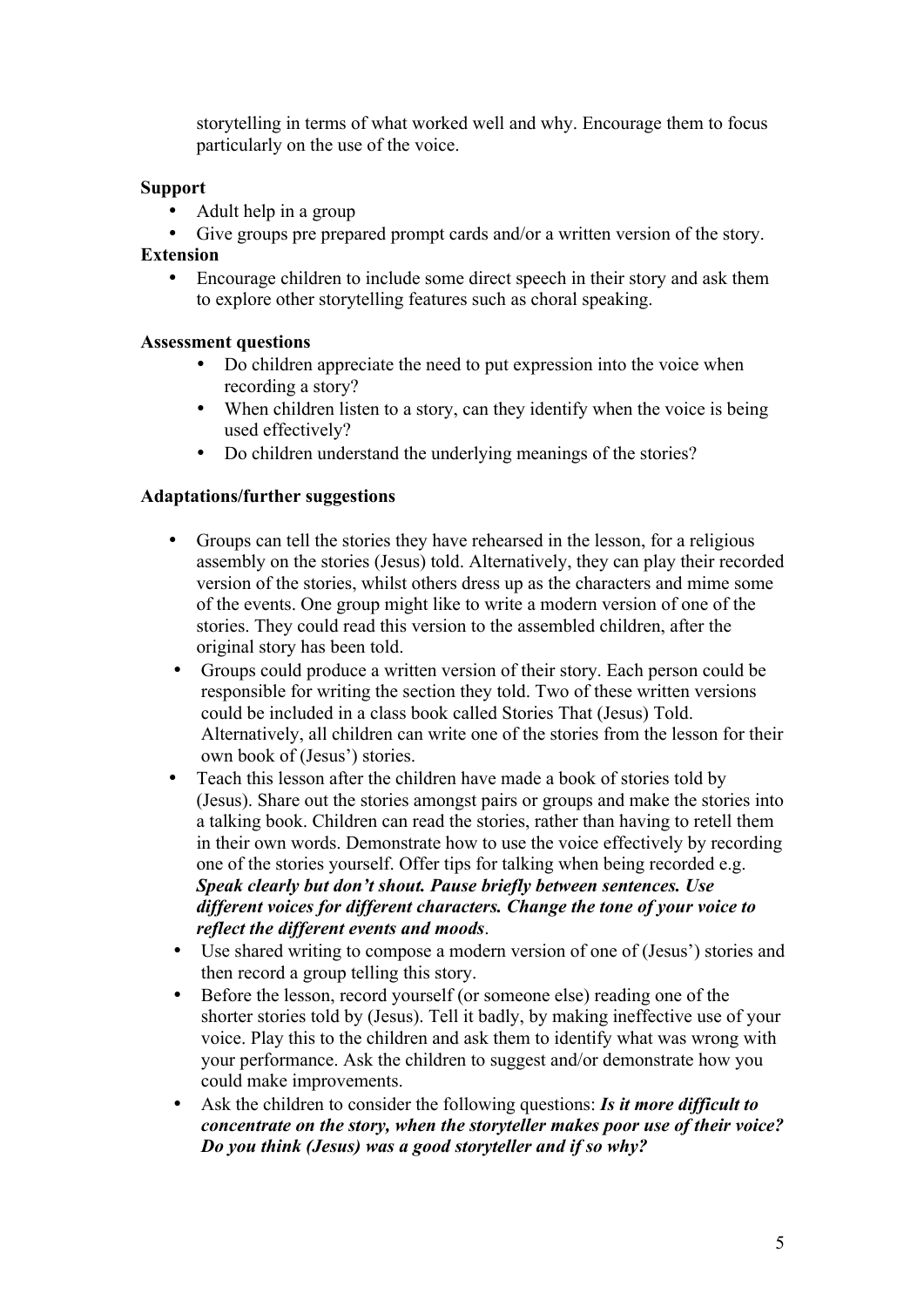storytelling in terms of what worked well and why. Encourage them to focus particularly on the use of the voice.

**Support**

- Adult help in a group
- Give groups pre prepared prompt cards and/or a written version of the story.

**Extension**

- Encourage children to include some direct speech in their story and ask them to explore other storytelling features such as choral speaking.

**Assessment questions**

- Do children appreciate the need to put expression into the voice when recording a story?
- When children listen to a story, can they identify when the voice is being used effectively?
- Do children understand the underlying meanings of the stories?

**Adaptations/further suggestions**

- Groups can tell the stories they have rehearsed in the lesson, for a religious assembly on the stories (Jesus) told. Alternatively, they can play their recorded version of the stories, whilst others dress up as the characters and mime some of the events. One group might like to write a modern version of one of the stories. They could read this version to the assembled children, after the original story has been told.
- Groups could produce a written version of their story. Each person could be responsible for writing the section they told. Two of these written versions could be included in a class book called Stories That (Jesus) Told. Alternatively, all children can write one of the stories from the lesson for their own book of (Jesus') stories.
- Teach this lesson after the children have made a book of stories told by (Jesus). Share out the stories amongst pairs or groups and make the stories into a talking book. Children can read the stories, rather than having to retell them in their own words. Demonstrate how to use the voice effectively by recording one of the stories yourself. Offer tips for talking when being recorded e.g. ***Speak clearly but don't shout. Pause briefly between sentences. Use different voices for different characters. Change the tone of your voice to reflect the different events and moods***.
- Use shared writing to compose a modern version of one of (Jesus') stories and then record a group telling this story.
- Before the lesson, record yourself (or someone else) reading one of the shorter stories told by (Jesus). Tell it badly, by making ineffective use of your voice. Play this to the children and ask them to identify what was wrong with your performance. Ask the children to suggest and/or demonstrate how you could make improvements.
- Ask the children to consider the following questions: ***Is it more difficult to concentrate on the story, when the storyteller makes poor use of their voice? Do you think (Jesus) was a good storyteller and if so why?***